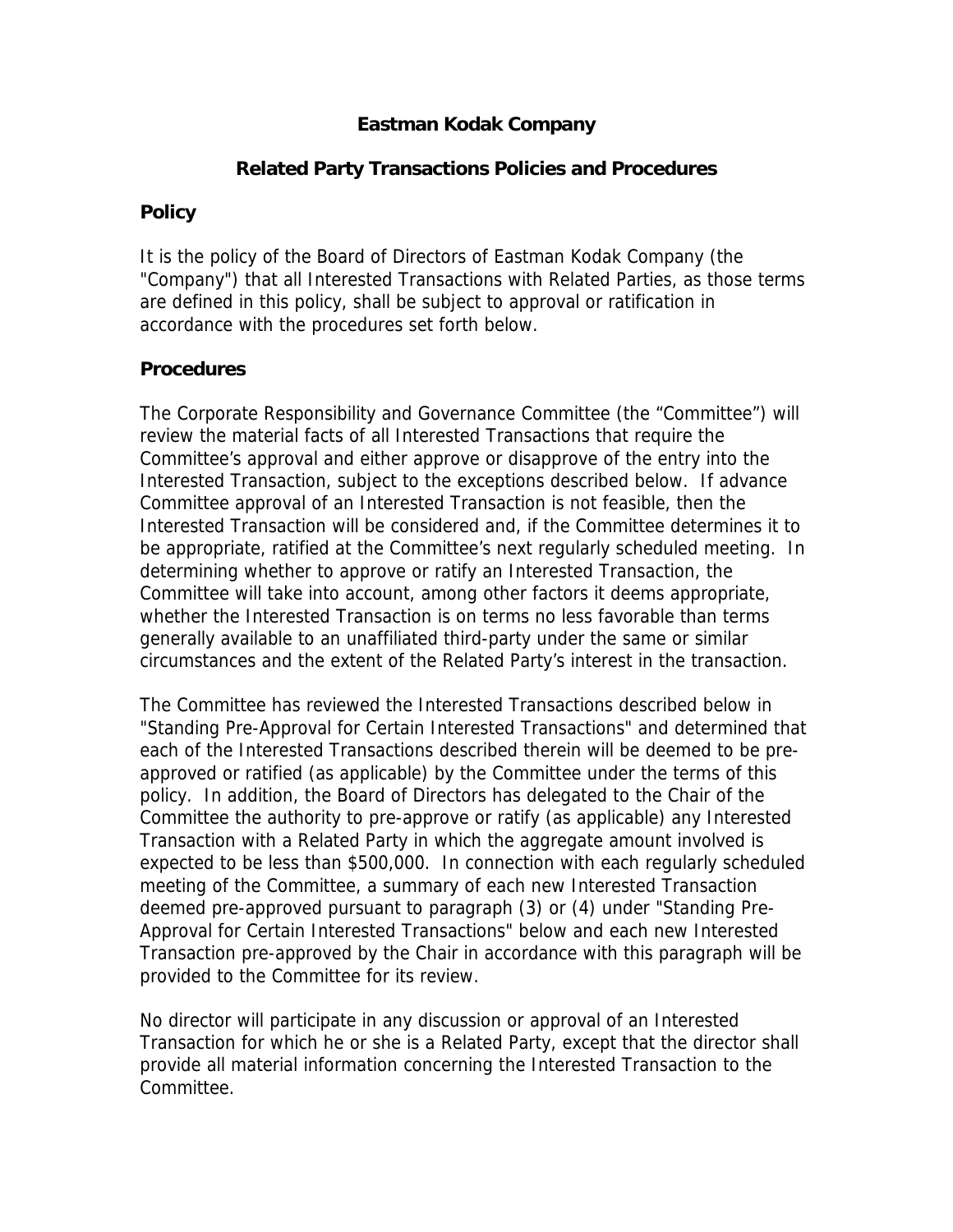# Eastman Kodak Company

## Related Party Transactions Policies and Procedures

### Policy

It is the policy of the Board of Directors of Eastman Kodak Company (the "Company") that all Interested Transactions with Related Parties, as those terms are defined in this policy, shall be subject to approval or ratification in accordance with the procedures set forth below.

### Procedures

The Corporate Responsibility and Governance Committee (the "Committee") will review the material facts of all Interested Transactions that require the Committee's approval and either approve or disapprove of the entry into the Interested Transaction, subject to the exceptions described below. If advance Committee approval of an Interested Transaction is not feasible, then the Interested Transaction will be considered and, if the Committee determines it to be appropriate, ratified at the Committee's next regularly scheduled meeting. In determining whether to approve or ratify an Interested Transaction, the Committee will take into account, among other factors it deems appropriate, whether the Interested Transaction is on terms no less favorable than terms generally available to an unaffiliated third-party under the same or similar circumstances and the extent of the Related Party's interest in the transaction.

The Committee has reviewed the Interested Transactions described below in "Standing Pre-Approval for Certain Interested Transactions" and determined that each of the Interested Transactions described therein will be deemed to be pre-approved or ratified (as applicable) by the Committee under the terms of this policy. In addition, the Board of Directors has delegated to the Chair of the Committee the authority to pre-approve or ratify (as applicable) any Interested Transaction with a Related Party in which the aggregate amount involved is expected to be less than $500,000. In connection with each regularly scheduled meeting of the Committee, a summary of each new Interested Transaction deemed pre-approved pursuant to paragraph (3) or (4) under "Standing Pre-Approval for Certain Interested Transactions" below and each new Interested Transaction pre-approved by the Chair in accordance with this paragraph will be provided to the Committee for its review.

No director will participate in any discussion or approval of an Interested Transaction for which he or she is a Related Party, except that the director shall provide all material information concerning the Interested Transaction to the Committee.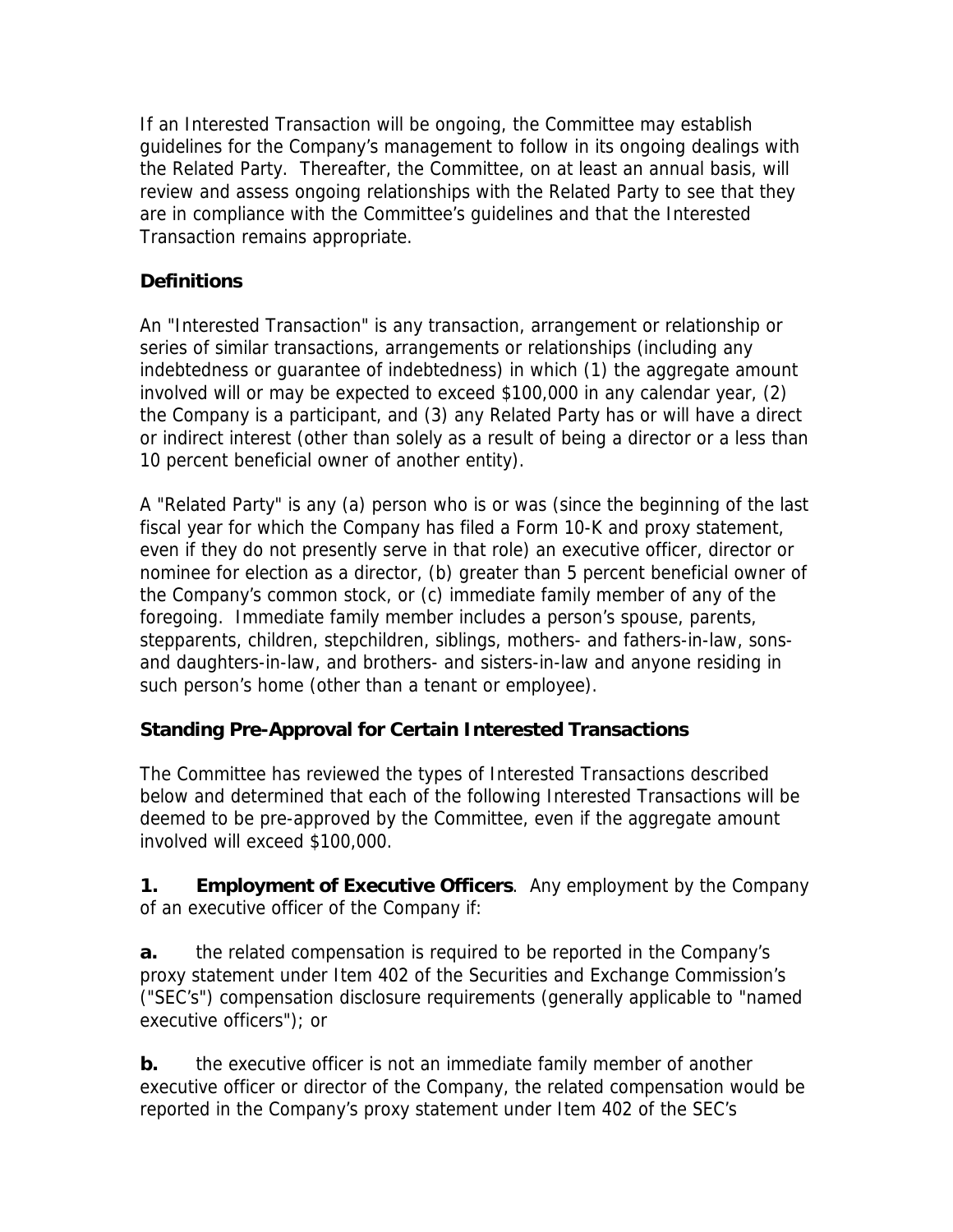If an Interested Transaction will be ongoing, the Committee may establish guidelines for the Company's management to follow in its ongoing dealings with the Related Party. Thereafter, the Committee, on at least an annual basis, will review and assess ongoing relationships with the Related Party to see that they are in compliance with the Committee's guidelines and that the Interested Transaction remains appropriate.

**Definitions**

An "Interested Transaction" is any transaction, arrangement or relationship or series of similar transactions, arrangements or relationships (including any indebtedness or guarantee of indebtedness) in which (1) the aggregate amount involved will or may be expected to exceed $100,000 in any calendar year, (2) the Company is a participant, and (3) any Related Party has or will have a direct or indirect interest (other than solely as a result of being a director or a less than 10 percent beneficial owner of another entity).

A "Related Party" is any (a) person who is or was (since the beginning of the last fiscal year for which the Company has filed a Form 10-K and proxy statement, even if they do not presently serve in that role) an executive officer, director or nominee for election as a director, (b) greater than 5 percent beneficial owner of the Company's common stock, or (c) immediate family member of any of the foregoing. Immediate family member includes a person's spouse, parents, stepparents, children, stepchildren, siblings, mothers- and fathers-in-law, sons- and daughters-in-law, and brothers- and sisters-in-law and anyone residing in such person's home (other than a tenant or employee).

**Standing Pre-Approval for Certain Interested Transactions**

The Committee has reviewed the types of Interested Transactions described below and determined that each of the following Interested Transactions will be deemed to be pre-approved by the Committee, even if the aggregate amount involved will exceed $100,000.

**1. Employment of Executive Officers**. Any employment by the Company of an executive officer of the Company if:

**a.** the related compensation is required to be reported in the Company's proxy statement under Item 402 of the Securities and Exchange Commission's ("SEC's") compensation disclosure requirements (generally applicable to "named executive officers"); or

**b.** the executive officer is not an immediate family member of another executive officer or director of the Company, the related compensation would be reported in the Company's proxy statement under Item 402 of the SEC's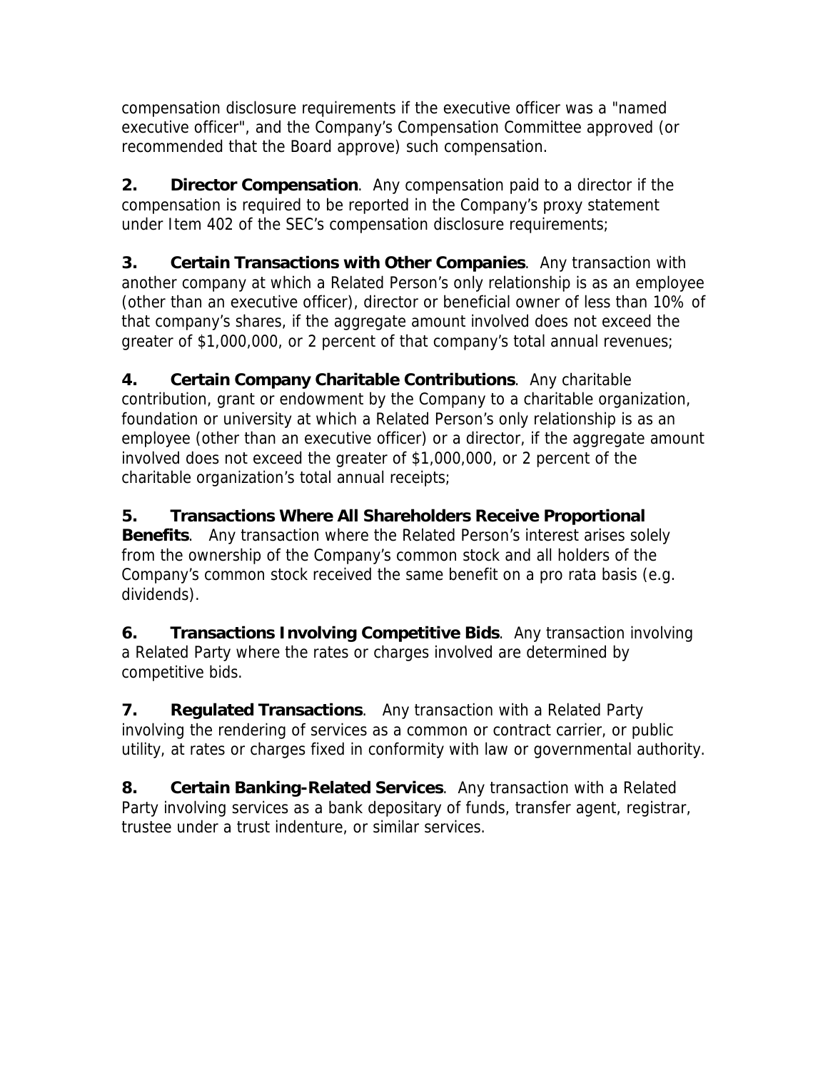compensation disclosure requirements if the executive officer was a "named executive officer", and the Company's Compensation Committee approved (or recommended that the Board approve) such compensation.

**2. Director Compensation**. Any compensation paid to a director if the compensation is required to be reported in the Company's proxy statement under Item 402 of the SEC's compensation disclosure requirements;

**3. Certain Transactions with Other Companies**. Any transaction with another company at which a Related Person's only relationship is as an employee (other than an executive officer), director or beneficial owner of less than 10% of that company's shares, if the aggregate amount involved does not exceed the greater of $1,000,000, or 2 percent of that company's total annual revenues;

**4. Certain Company Charitable Contributions**. Any charitable contribution, grant or endowment by the Company to a charitable organization, foundation or university at which a Related Person's only relationship is as an employee (other than an executive officer) or a director, if the aggregate amount involved does not exceed the greater of $1,000,000, or 2 percent of the charitable organization's total annual receipts;

**5. Transactions Where All Shareholders Receive Proportional Benefits**. Any transaction where the Related Person's interest arises solely from the ownership of the Company's common stock and all holders of the Company's common stock received the same benefit on a pro rata basis (e.g. dividends).

**6. Transactions Involving Competitive Bids**. Any transaction involving a Related Party where the rates or charges involved are determined by competitive bids.

**7. Regulated Transactions**. Any transaction with a Related Party involving the rendering of services as a common or contract carrier, or public utility, at rates or charges fixed in conformity with law or governmental authority.

**8. Certain Banking-Related Services**. Any transaction with a Related Party involving services as a bank depositary of funds, transfer agent, registrar, trustee under a trust indenture, or similar services.